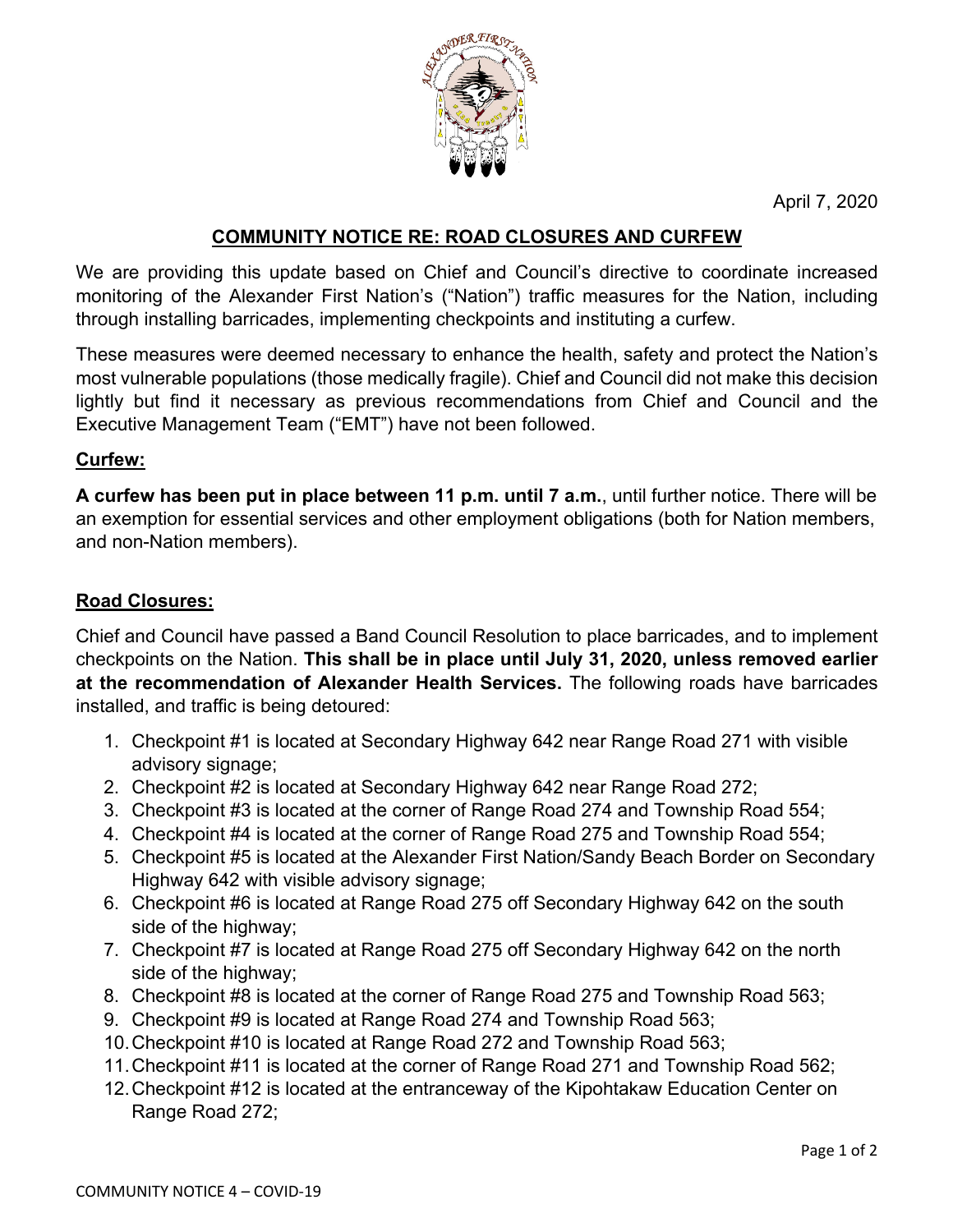April 7, 2020

## COMMUNITY NOTICE RE: ROAD CLOSURES AND CURFEW

We are providing this update based on Chief and Council's directive to coordinate increased monitoring of the Alexander First Nation's ("Nation") traffic measures for the Nation, including through installing barricades, implementing checkpoints and instituting a curfew.

These measures were deemed necessary to enhance the health, safety and protect the Nation's most vulnerable populations (those medically fragile). Chief and Council did not make this decision lightly but find it necessary as previous recommendations from Chief and Council and the Executive Management Team ("EMT") have not been followed.

### Curfew:

**A curfew has been put in place between 11 p.m. until 7 a.m.**, until further notice. There will be an exemption for essential services and other employment obligations (both for Nation members, and non-Nation members).

### Road Closures:

Chief and Council have passed a Band Council Resolution to place barricades, and to implement checkpoints on the Nation. **This shall be in place until July 31, 2020, unless removed earlier at the recommendation of Alexander Health Services.** The following roads have barricades installed, and traffic is being detoured:

1. Checkpoint #1 is located at Secondary Highway 642 near Range Road 271 with visible advisory signage;
2. Checkpoint #2 is located at Secondary Highway 642 near Range Road 272;
3. Checkpoint #3 is located at the corner of Range Road 274 and Township Road 554;
4. Checkpoint #4 is located at the corner of Range Road 275 and Township Road 554;
5. Checkpoint #5 is located at the Alexander First Nation/Sandy Beach Border on Secondary Highway 642 with visible advisory signage;
6. Checkpoint #6 is located at Range Road 275 off Secondary Highway 642 on the south side of the highway;
7. Checkpoint #7 is located at Range Road 275 off Secondary Highway 642 on the north side of the highway;
8. Checkpoint #8 is located at the corner of Range Road 275 and Township Road 563;
9. Checkpoint #9 is located at Range Road 274 and Township Road 563;
10. Checkpoint #10 is located at Range Road 272 and Township Road 563;
11. Checkpoint #11 is located at the corner of Range Road 271 and Township Road 562;
12. Checkpoint #12 is located at the entranceway of the Kipohtakaw Education Center on Range Road 272;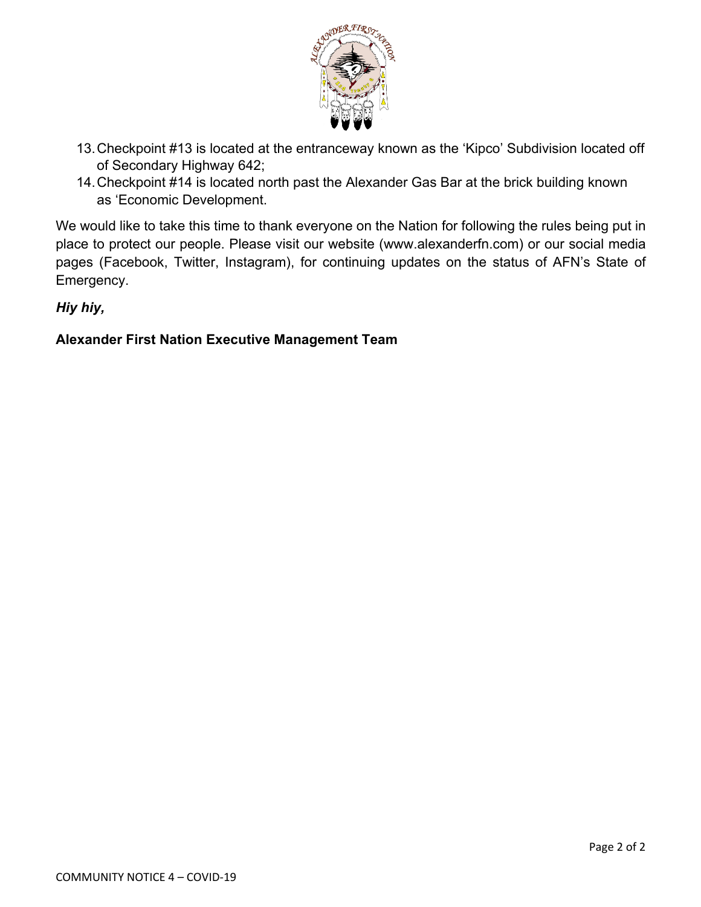13. Checkpoint #13 is located at the entranceway known as the 'Kipco' Subdivision located off of Secondary Highway 642;
14. Checkpoint #14 is located north past the Alexander Gas Bar at the brick building known as 'Economic Development.

We would like to take this time to thank everyone on the Nation for following the rules being put in place to protect our people. Please visit our website (www.alexanderfn.com) or our social media pages (Facebook, Twitter, Instagram), for continuing updates on the status of AFN's State of Emergency.

***Hiy hiy,***

**Alexander First Nation Executive Management Team**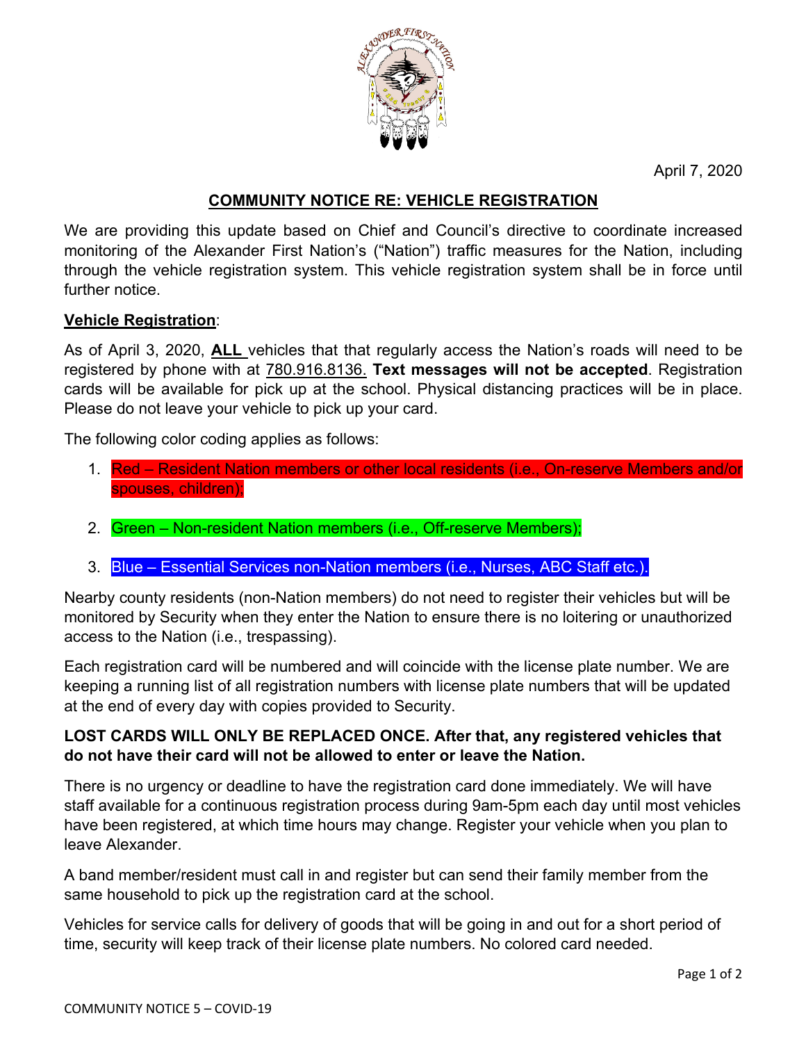April 7, 2020

## COMMUNITY NOTICE RE: VEHICLE REGISTRATION

We are providing this update based on Chief and Council's directive to coordinate increased monitoring of the Alexander First Nation's ("Nation") traffic measures for the Nation, including through the vehicle registration system. This vehicle registration system shall be in force until further notice.

**Vehicle Registration**:

As of April 3, 2020, **ALL** vehicles that that regularly access the Nation's roads will need to be registered by phone with at 780.916.8136. **Text messages will not be accepted**. Registration cards will be available for pick up at the school. Physical distancing practices will be in place. Please do not leave your vehicle to pick up your card.

The following color coding applies as follows:

1. Red – Resident Nation members or other local residents (i.e., On-reserve Members and/or spouses, children);
2. Green – Non-resident Nation members (i.e., Off-reserve Members);
3. Blue – Essential Services non-Nation members (i.e., Nurses, ABC Staff etc.).

Nearby county residents (non-Nation members) do not need to register their vehicles but will be monitored by Security when they enter the Nation to ensure there is no loitering or unauthorized access to the Nation (i.e., trespassing).

Each registration card will be numbered and will coincide with the license plate number. We are keeping a running list of all registration numbers with license plate numbers that will be updated at the end of every day with copies provided to Security.

**LOST CARDS WILL ONLY BE REPLACED ONCE. After that, any registered vehicles that do not have their card will not be allowed to enter or leave the Nation.**

There is no urgency or deadline to have the registration card done immediately. We will have staff available for a continuous registration process during 9am-5pm each day until most vehicles have been registered, at which time hours may change. Register your vehicle when you plan to leave Alexander.

A band member/resident must call in and register but can send their family member from the same household to pick up the registration card at the school.

Vehicles for service calls for delivery of goods that will be going in and out for a short period of time, security will keep track of their license plate numbers. No colored card needed.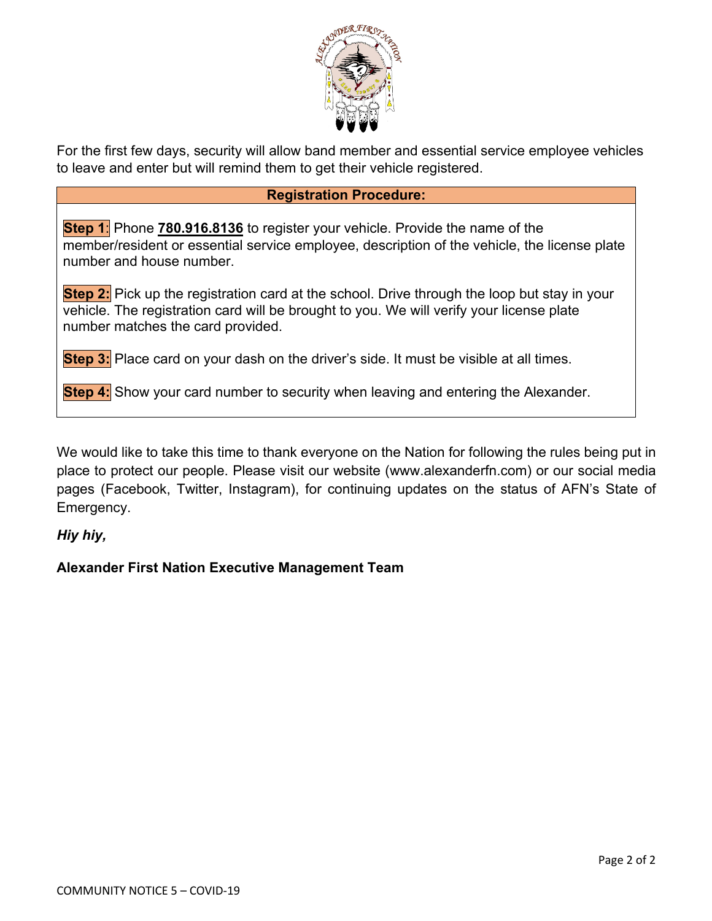For the first few days, security will allow band member and essential service employee vehicles to leave and enter but will remind them to get their vehicle registered.

| Registration Procedure: |
| --- |
| **Step 1**: Phone **780.916.8136** to register your vehicle. Provide the name of the member/resident or essential service employee, description of the vehicle, the license plate number and house number. |
| **Step 2:** Pick up the registration card at the school. Drive through the loop but stay in your vehicle. The registration card will be brought to you. We will verify your license plate number matches the card provided. |
| **Step 3:** Place card on your dash on the driver's side. It must be visible at all times. |
| **Step 4:** Show your card number to security when leaving and entering the Alexander. |

We would like to take this time to thank everyone on the Nation for following the rules being put in place to protect our people. Please visit our website (www.alexanderfn.com) or our social media pages (Facebook, Twitter, Instagram), for continuing updates on the status of AFN's State of Emergency.

***Hiy hiy,***

**Alexander First Nation Executive Management Team**